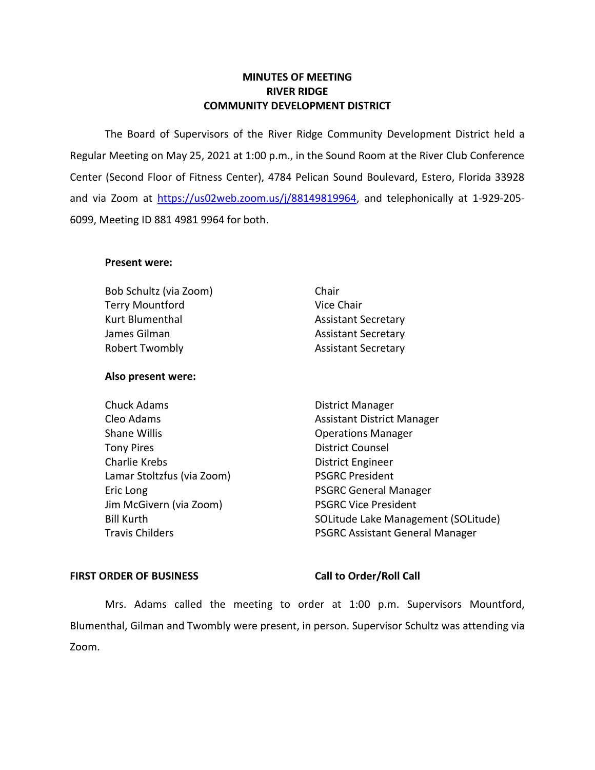# MINUTES OF MEETING
# RIVER RIDGE
# COMMUNITY DEVELOPMENT DISTRICT

The Board of Supervisors of the River Ridge Community Development District held a Regular Meeting on May 25, 2021 at 1:00 p.m., in the Sound Room at the River Club Conference Center (Second Floor of Fitness Center), 4784 Pelican Sound Boulevard, Estero, Florida 33928 and via Zoom at https://us02web.zoom.us/j/88149819964, and telephonically at 1-929-205-6099, Meeting ID 881 4981 9964 for both.

**Present were:**

| | |
|---|---|
| Bob Schultz (via Zoom) | Chair |
| Terry Mountford | Vice Chair |
| Kurt Blumenthal | Assistant Secretary |
| James Gilman | Assistant Secretary |
| Robert Twombly | Assistant Secretary |

**Also present were:**

| | |
|---|---|
| Chuck Adams | District Manager |
| Cleo Adams | Assistant District Manager |
| Shane Willis | Operations Manager |
| Tony Pires | District Counsel |
| Charlie Krebs | District Engineer |
| Lamar Stoltzfus (via Zoom) | PSGRC President |
| Eric Long | PSGRC General Manager |
| Jim McGivern (via Zoom) | PSGRC Vice President |
| Bill Kurth | SOLitude Lake Management (SOLitude) |
| Travis Childers | PSGRC Assistant General Manager |

**FIRST ORDER OF BUSINESS** **Call to Order/Roll Call**

Mrs. Adams called the meeting to order at 1:00 p.m. Supervisors Mountford, Blumenthal, Gilman and Twombly were present, in person. Supervisor Schultz was attending via Zoom.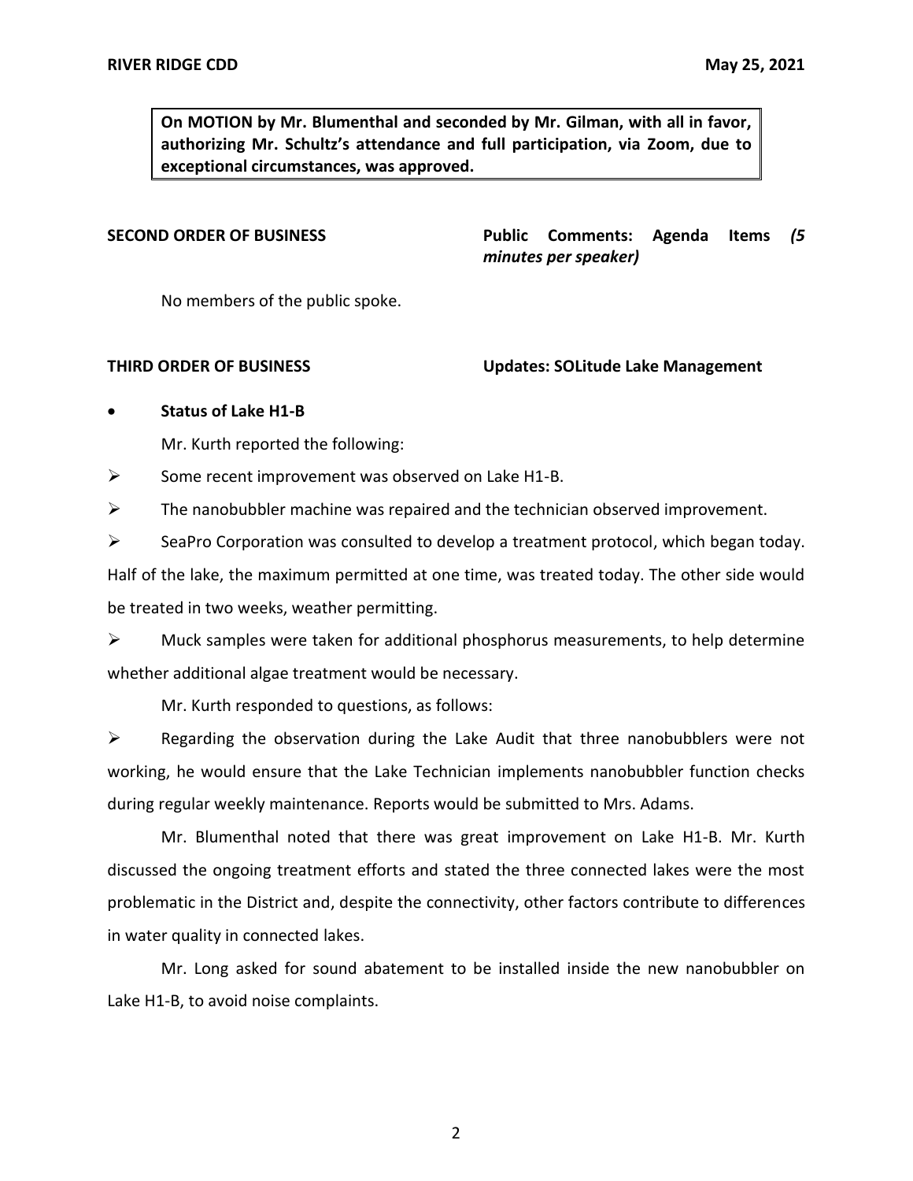**On MOTION by Mr. Blumenthal and seconded by Mr. Gilman, with all in favor, authorizing Mr. Schultz's attendance and full participation, via Zoom, due to exceptional circumstances, was approved.**

**SECOND ORDER OF BUSINESS** **Public Comments: Agenda Items *(5 minutes per speaker)***

No members of the public spoke.

**THIRD ORDER OF BUSINESS** **Updates: SOLitude Lake Management**

- **Status of Lake H1-B**

Mr. Kurth reported the following:

➢ Some recent improvement was observed on Lake H1-B.

➢ The nanobubbler machine was repaired and the technician observed improvement.

➢ SeaPro Corporation was consulted to develop a treatment protocol, which began today. Half of the lake, the maximum permitted at one time, was treated today. The other side would be treated in two weeks, weather permitting.

➢ Muck samples were taken for additional phosphorus measurements, to help determine whether additional algae treatment would be necessary.

Mr. Kurth responded to questions, as follows:

➢ Regarding the observation during the Lake Audit that three nanobubblers were not working, he would ensure that the Lake Technician implements nanobubbler function checks during regular weekly maintenance. Reports would be submitted to Mrs. Adams.

Mr. Blumenthal noted that there was great improvement on Lake H1-B. Mr. Kurth discussed the ongoing treatment efforts and stated the three connected lakes were the most problematic in the District and, despite the connectivity, other factors contribute to differences in water quality in connected lakes.

Mr. Long asked for sound abatement to be installed inside the new nanobubbler on Lake H1-B, to avoid noise complaints.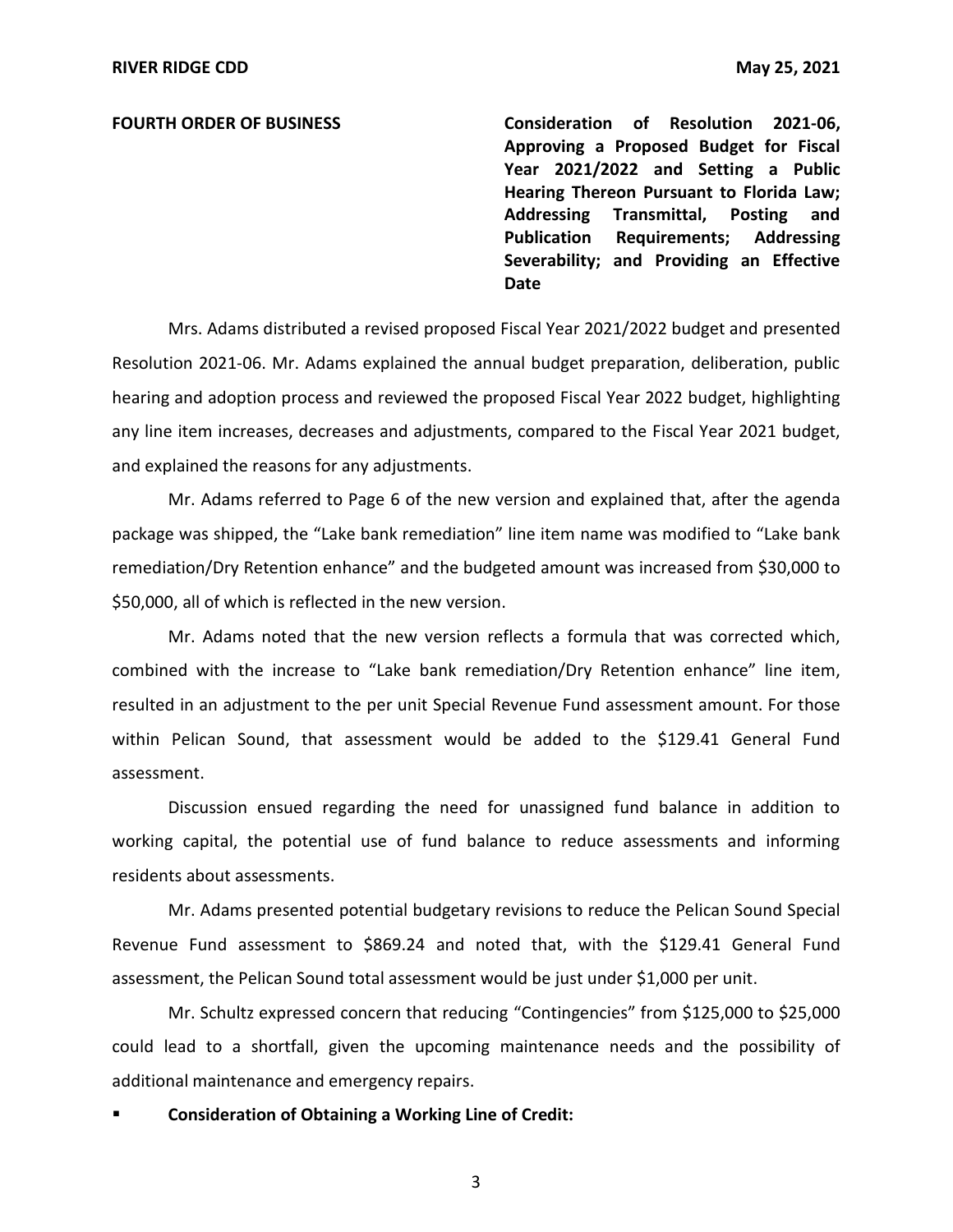**FOURTH ORDER OF BUSINESS** **Consideration of Resolution 2021-06, Approving a Proposed Budget for Fiscal Year 2021/2022 and Setting a Public Hearing Thereon Pursuant to Florida Law; Addressing Transmittal, Posting and Publication Requirements; Addressing Severability; and Providing an Effective Date**

Mrs. Adams distributed a revised proposed Fiscal Year 2021/2022 budget and presented Resolution 2021-06. Mr. Adams explained the annual budget preparation, deliberation, public hearing and adoption process and reviewed the proposed Fiscal Year 2022 budget, highlighting any line item increases, decreases and adjustments, compared to the Fiscal Year 2021 budget, and explained the reasons for any adjustments.

Mr. Adams referred to Page 6 of the new version and explained that, after the agenda package was shipped, the "Lake bank remediation" line item name was modified to "Lake bank remediation/Dry Retention enhance" and the budgeted amount was increased from $30,000 to $50,000, all of which is reflected in the new version.

Mr. Adams noted that the new version reflects a formula that was corrected which, combined with the increase to "Lake bank remediation/Dry Retention enhance" line item, resulted in an adjustment to the per unit Special Revenue Fund assessment amount. For those within Pelican Sound, that assessment would be added to the $129.41 General Fund assessment.

Discussion ensued regarding the need for unassigned fund balance in addition to working capital, the potential use of fund balance to reduce assessments and informing residents about assessments.

Mr. Adams presented potential budgetary revisions to reduce the Pelican Sound Special Revenue Fund assessment to $869.24 and noted that, with the $129.41 General Fund assessment, the Pelican Sound total assessment would be just under $1,000 per unit.

Mr. Schultz expressed concern that reducing "Contingencies" from $125,000 to $25,000 could lead to a shortfall, given the upcoming maintenance needs and the possibility of additional maintenance and emergency repairs.

- **Consideration of Obtaining a Working Line of Credit:**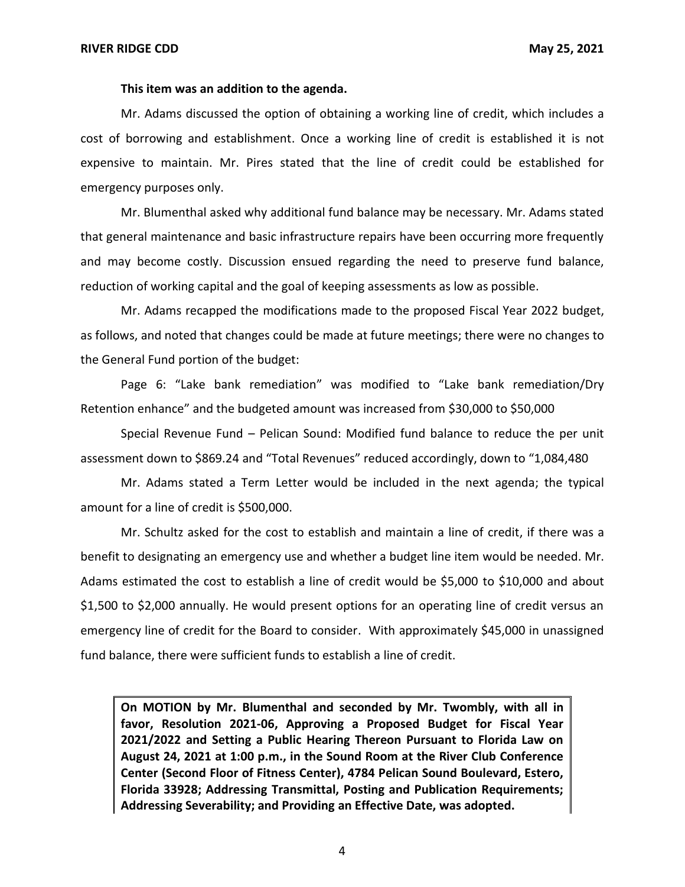**This item was an addition to the agenda.**

Mr. Adams discussed the option of obtaining a working line of credit, which includes a cost of borrowing and establishment. Once a working line of credit is established it is not expensive to maintain. Mr. Pires stated that the line of credit could be established for emergency purposes only.

Mr. Blumenthal asked why additional fund balance may be necessary. Mr. Adams stated that general maintenance and basic infrastructure repairs have been occurring more frequently and may become costly. Discussion ensued regarding the need to preserve fund balance, reduction of working capital and the goal of keeping assessments as low as possible.

Mr. Adams recapped the modifications made to the proposed Fiscal Year 2022 budget, as follows, and noted that changes could be made at future meetings; there were no changes to the General Fund portion of the budget:

Page 6: "Lake bank remediation" was modified to "Lake bank remediation/Dry Retention enhance" and the budgeted amount was increased from $30,000 to $50,000

Special Revenue Fund – Pelican Sound: Modified fund balance to reduce the per unit assessment down to $869.24 and "Total Revenues" reduced accordingly, down to "1,084,480

Mr. Adams stated a Term Letter would be included in the next agenda; the typical amount for a line of credit is $500,000.

Mr. Schultz asked for the cost to establish and maintain a line of credit, if there was a benefit to designating an emergency use and whether a budget line item would be needed. Mr. Adams estimated the cost to establish a line of credit would be $5,000 to $10,000 and about $1,500 to $2,000 annually. He would present options for an operating line of credit versus an emergency line of credit for the Board to consider. With approximately $45,000 in unassigned fund balance, there were sufficient funds to establish a line of credit.

**On MOTION by Mr. Blumenthal and seconded by Mr. Twombly, with all in favor, Resolution 2021-06, Approving a Proposed Budget for Fiscal Year 2021/2022 and Setting a Public Hearing Thereon Pursuant to Florida Law on August 24, 2021 at 1:00 p.m., in the Sound Room at the River Club Conference Center (Second Floor of Fitness Center), 4784 Pelican Sound Boulevard, Estero, Florida 33928; Addressing Transmittal, Posting and Publication Requirements; Addressing Severability; and Providing an Effective Date, was adopted.**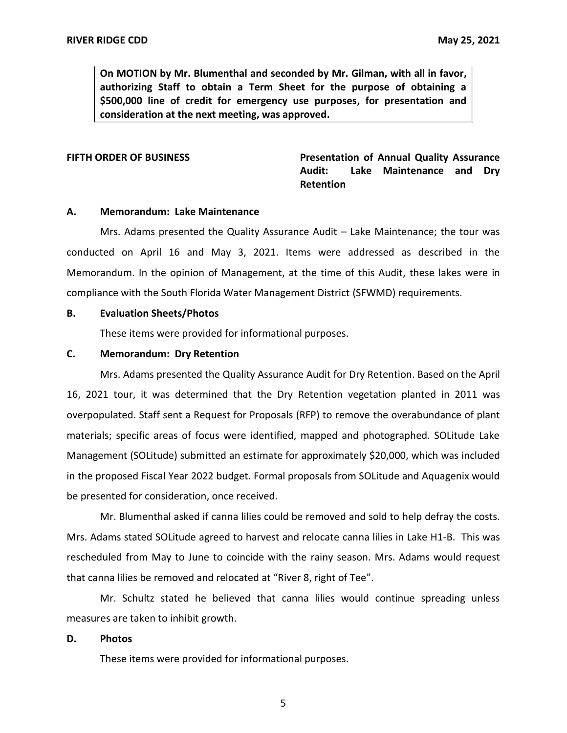**On MOTION by Mr. Blumenthal and seconded by Mr. Gilman, with all in favor, authorizing Staff to obtain a Term Sheet for the purpose of obtaining a $500,000 line of credit for emergency use purposes, for presentation and consideration at the next meeting, was approved.**

**FIFTH ORDER OF BUSINESS** **Presentation of Annual Quality Assurance Audit: Lake Maintenance and Dry Retention**

**A. Memorandum: Lake Maintenance**

Mrs. Adams presented the Quality Assurance Audit – Lake Maintenance; the tour was conducted on April 16 and May 3, 2021. Items were addressed as described in the Memorandum. In the opinion of Management, at the time of this Audit, these lakes were in compliance with the South Florida Water Management District (SFWMD) requirements.

**B. Evaluation Sheets/Photos**

These items were provided for informational purposes.

**C. Memorandum: Dry Retention**

Mrs. Adams presented the Quality Assurance Audit for Dry Retention. Based on the April 16, 2021 tour, it was determined that the Dry Retention vegetation planted in 2011 was overpopulated. Staff sent a Request for Proposals (RFP) to remove the overabundance of plant materials; specific areas of focus were identified, mapped and photographed. SOLitude Lake Management (SOLitude) submitted an estimate for approximately $20,000, which was included in the proposed Fiscal Year 2022 budget. Formal proposals from SOLitude and Aquagenix would be presented for consideration, once received.

Mr. Blumenthal asked if canna lilies could be removed and sold to help defray the costs. Mrs. Adams stated SOLitude agreed to harvest and relocate canna lilies in Lake H1-B. This was rescheduled from May to June to coincide with the rainy season. Mrs. Adams would request that canna lilies be removed and relocated at "River 8, right of Tee".

Mr. Schultz stated he believed that canna lilies would continue spreading unless measures are taken to inhibit growth.

**D. Photos**

These items were provided for informational purposes.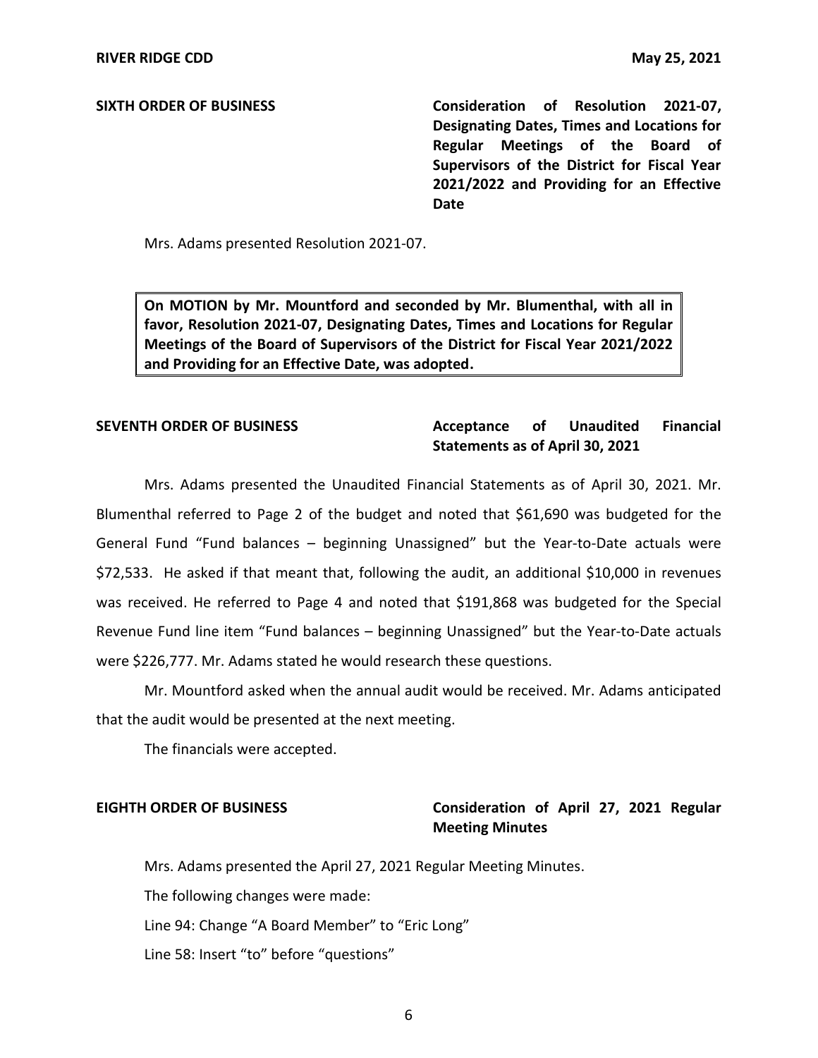**SIXTH ORDER OF BUSINESS** **Consideration of Resolution 2021-07, Designating Dates, Times and Locations for Regular Meetings of the Board of Supervisors of the District for Fiscal Year 2021/2022 and Providing for an Effective Date**

Mrs. Adams presented Resolution 2021-07.

**On MOTION by Mr. Mountford and seconded by Mr. Blumenthal, with all in favor, Resolution 2021-07, Designating Dates, Times and Locations for Regular Meetings of the Board of Supervisors of the District for Fiscal Year 2021/2022 and Providing for an Effective Date, was adopted.**

**SEVENTH ORDER OF BUSINESS** **Acceptance of Unaudited Financial Statements as of April 30, 2021**

Mrs. Adams presented the Unaudited Financial Statements as of April 30, 2021. Mr. Blumenthal referred to Page 2 of the budget and noted that $61,690 was budgeted for the General Fund "Fund balances – beginning Unassigned" but the Year-to-Date actuals were $72,533. He asked if that meant that, following the audit, an additional $10,000 in revenues was received. He referred to Page 4 and noted that $191,868 was budgeted for the Special Revenue Fund line item "Fund balances – beginning Unassigned" but the Year-to-Date actuals were $226,777. Mr. Adams stated he would research these questions.

Mr. Mountford asked when the annual audit would be received. Mr. Adams anticipated that the audit would be presented at the next meeting.

The financials were accepted.

**EIGHTH ORDER OF BUSINESS** **Consideration of April 27, 2021 Regular Meeting Minutes**

Mrs. Adams presented the April 27, 2021 Regular Meeting Minutes.

The following changes were made:

Line 94: Change "A Board Member" to "Eric Long"

Line 58: Insert "to" before "questions"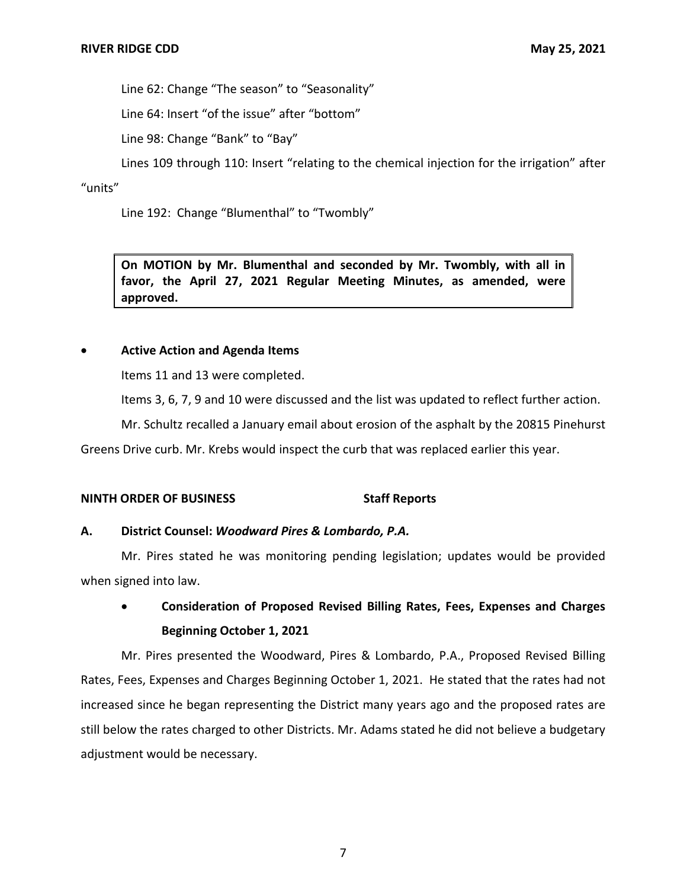Line 62: Change "The season" to "Seasonality"

Line 64: Insert "of the issue" after "bottom"

Line 98: Change "Bank" to "Bay"

Lines 109 through 110: Insert "relating to the chemical injection for the irrigation" after "units"

Line 192: Change "Blumenthal" to "Twombly"

> **On MOTION by Mr. Blumenthal and seconded by Mr. Twombly, with all in favor, the April 27, 2021 Regular Meeting Minutes, as amended, were approved.**

- **Active Action and Agenda Items**

Items 11 and 13 were completed.

Items 3, 6, 7, 9 and 10 were discussed and the list was updated to reflect further action.

Mr. Schultz recalled a January email about erosion of the asphalt by the 20815 Pinehurst Greens Drive curb. Mr. Krebs would inspect the curb that was replaced earlier this year.

**NINTH ORDER OF BUSINESS Staff Reports**

**A. District Counsel: *Woodward Pires & Lombardo, P.A.***

Mr. Pires stated he was monitoring pending legislation; updates would be provided when signed into law.

- **Consideration of Proposed Revised Billing Rates, Fees, Expenses and Charges Beginning October 1, 2021**

Mr. Pires presented the Woodward, Pires & Lombardo, P.A., Proposed Revised Billing Rates, Fees, Expenses and Charges Beginning October 1, 2021. He stated that the rates had not increased since he began representing the District many years ago and the proposed rates are still below the rates charged to other Districts. Mr. Adams stated he did not believe a budgetary adjustment would be necessary.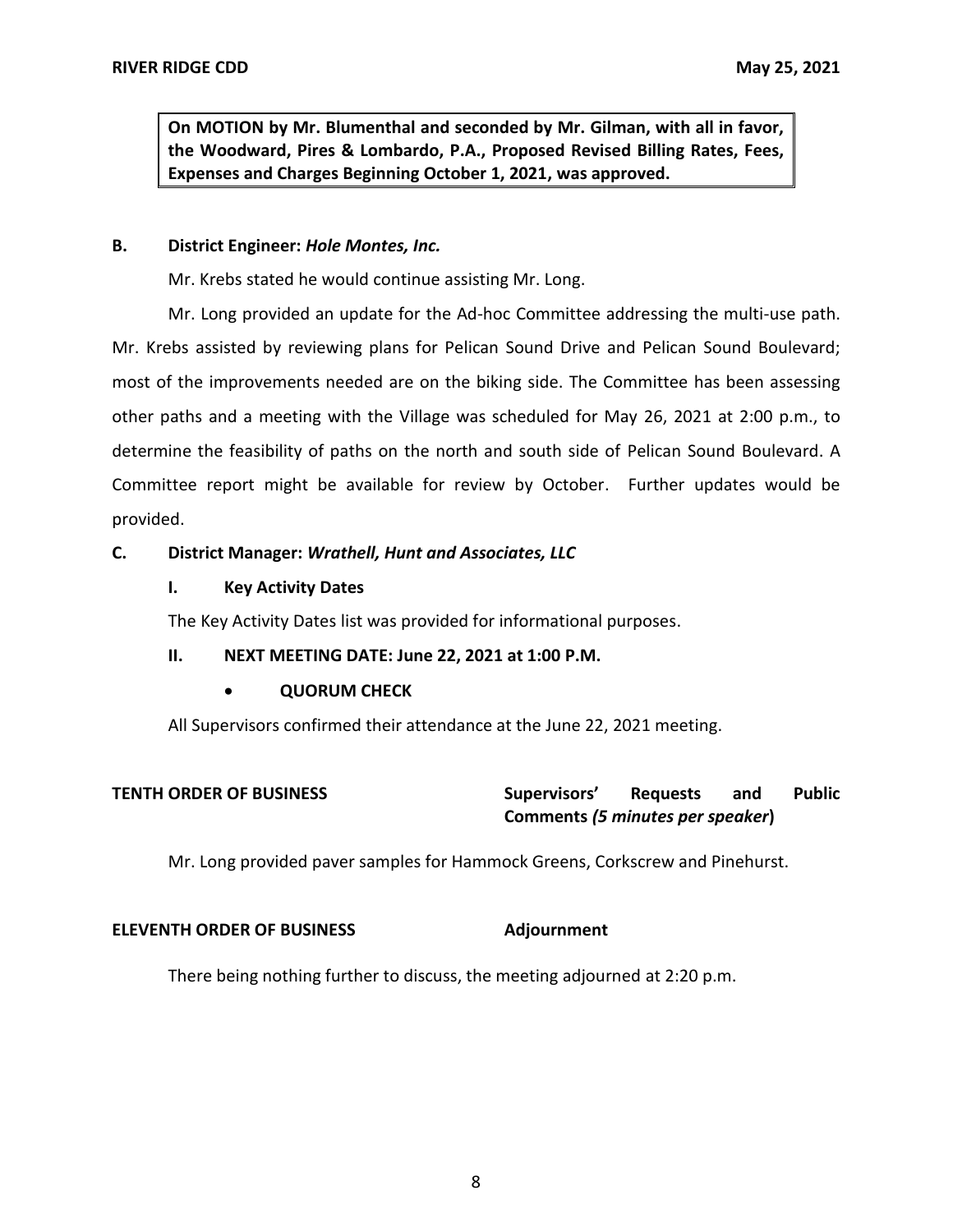**On MOTION by Mr. Blumenthal and seconded by Mr. Gilman, with all in favor, the Woodward, Pires & Lombardo, P.A., Proposed Revised Billing Rates, Fees, Expenses and Charges Beginning October 1, 2021, was approved.**

**B. District Engineer: *Hole Montes, Inc.***

Mr. Krebs stated he would continue assisting Mr. Long.

Mr. Long provided an update for the Ad-hoc Committee addressing the multi-use path. Mr. Krebs assisted by reviewing plans for Pelican Sound Drive and Pelican Sound Boulevard; most of the improvements needed are on the biking side. The Committee has been assessing other paths and a meeting with the Village was scheduled for May 26, 2021 at 2:00 p.m., to determine the feasibility of paths on the north and south side of Pelican Sound Boulevard. A Committee report might be available for review by October. Further updates would be provided.

**C. District Manager: *Wrathell, Hunt and Associates, LLC***

**I. Key Activity Dates**

The Key Activity Dates list was provided for informational purposes.

**II. NEXT MEETING DATE: June 22, 2021 at 1:00 P.M.**

- **QUORUM CHECK**

All Supervisors confirmed their attendance at the June 22, 2021 meeting.

**TENTH ORDER OF BUSINESS** **Supervisors' Requests and Public Comments *(5 minutes per speaker)***

Mr. Long provided paver samples for Hammock Greens, Corkscrew and Pinehurst.

**ELEVENTH ORDER OF BUSINESS** **Adjournment**

There being nothing further to discuss, the meeting adjourned at 2:20 p.m.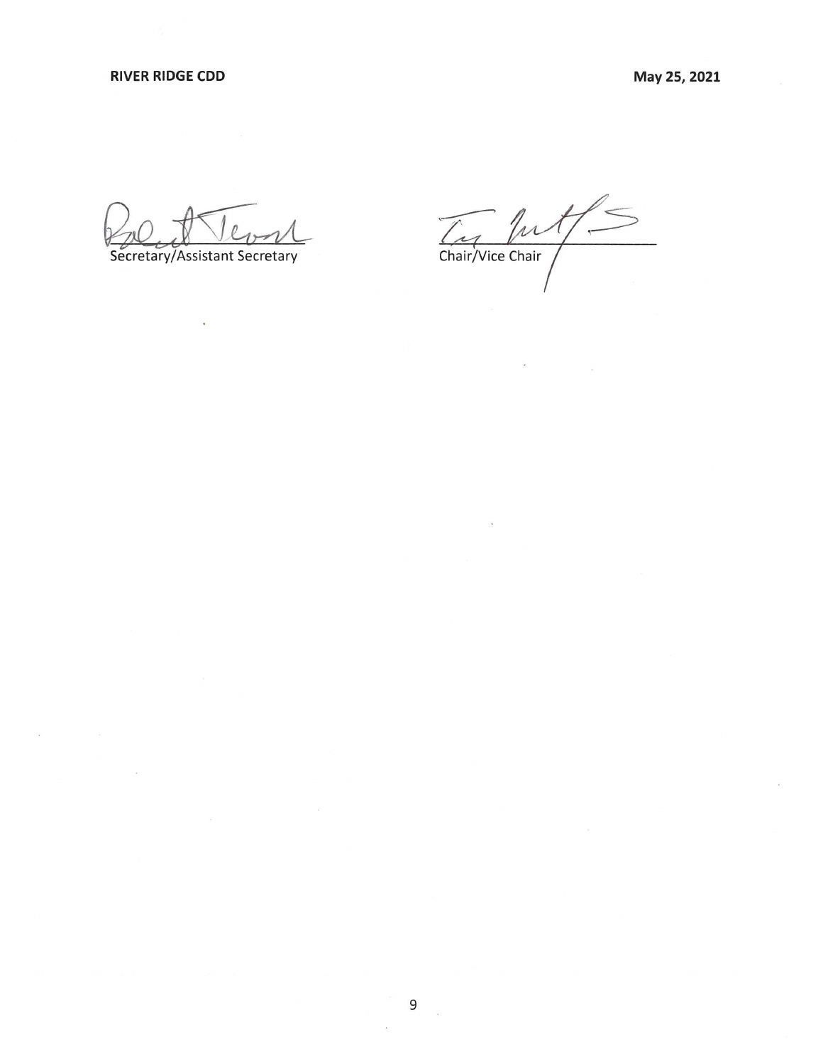Secretary/Assistant Secretary

Chair/Vice Chair